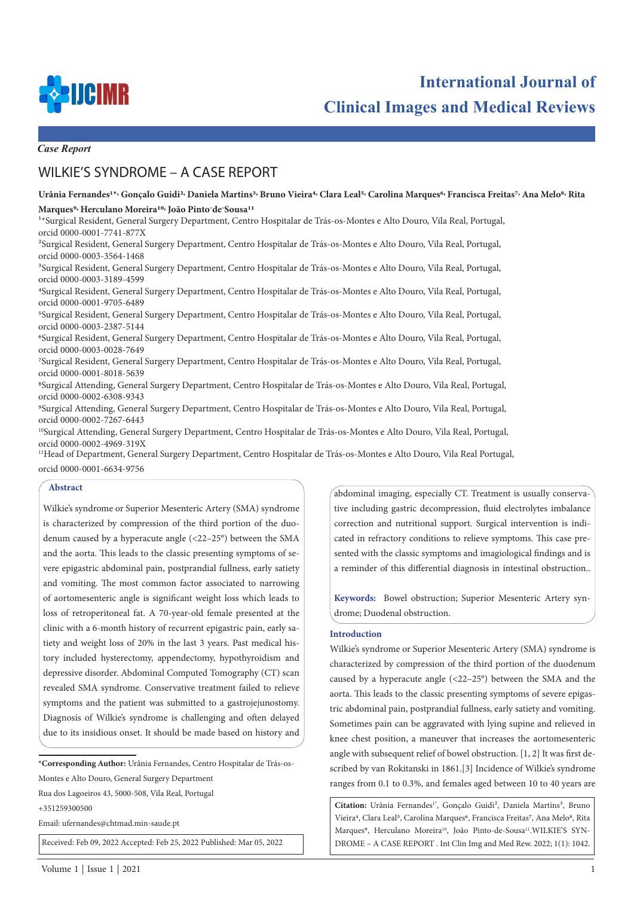*Case Report*

# WILKIE'S SYNDROME – A CASE REPORT

**Urânia Fernandes[1*], Gonçalo Guidi[2], Daniela Martins[3], Bruno Vieira[4], Clara Leal[5], Carolina Marques[6], Francisca Freitas[7], Ana Melo[8], Rita Marques[9], Herculano Moreira[10], João Pinto-de-Sousa[11]**

[1*]Surgical Resident, General Surgery Department, Centro Hospitalar de Trás-os-Montes e Alto Douro, Vila Real, Portugal, orcid 0000-0001-7741-877X

[2]Surgical Resident, General Surgery Department, Centro Hospitalar de Trás-os-Montes e Alto Douro, Vila Real, Portugal, orcid 0000-0003-3564-1468

[3]Surgical Resident, General Surgery Department, Centro Hospitalar de Trás-os-Montes e Alto Douro, Vila Real, Portugal, orcid 0000-0003-3189-4599

[4]Surgical Resident, General Surgery Department, Centro Hospitalar de Trás-os-Montes e Alto Douro, Vila Real, Portugal, orcid 0000-0001-9705-6489

[5]Surgical Resident, General Surgery Department, Centro Hospitalar de Trás-os-Montes e Alto Douro, Vila Real, Portugal, orcid 0000-0003-2387-5144

[6]Surgical Resident, General Surgery Department, Centro Hospitalar de Trás-os-Montes e Alto Douro, Vila Real, Portugal, orcid 0000-0003-0028-7649

[7]Surgical Resident, General Surgery Department, Centro Hospitalar de Trás-os-Montes e Alto Douro, Vila Real, Portugal, orcid 0000-0001-8018-5639

[8]Surgical Attending, General Surgery Department, Centro Hospitalar de Trás-os-Montes e Alto Douro, Vila Real, Portugal, orcid 0000-0002-6308-9343

[9]Surgical Attending, General Surgery Department, Centro Hospitalar de Trás-os-Montes e Alto Douro, Vila Real, Portugal, orcid 0000-0002-7267-6443

[10]Surgical Attending, General Surgery Department, Centro Hospitalar de Trás-os-Montes e Alto Douro, Vila Real, Portugal, orcid 0000-0002-4969-319X

[11]Head of Department, General Surgery Department, Centro Hospitalar de Trás-os-Montes e Alto Douro, Vila Real Portugal, orcid 0000-0001-6634-9756

## Abstract

Wilkie's syndrome or Superior Mesenteric Artery (SMA) syndrome is characterized by compression of the third portion of the duodenum caused by a hyperacute angle (<22–25°) between the SMA and the aorta. This leads to the classic presenting symptoms of severe epigastric abdominal pain, postprandial fullness, early satiety and vomiting. The most common factor associated to narrowing of aortomesenteric angle is significant weight loss which leads to loss of retroperitoneal fat. A 70-year-old female presented at the clinic with a 6-month history of recurrent epigastric pain, early satiety and weight loss of 20% in the last 3 years. Past medical history included hysterectomy, appendectomy, hypothyroidism and depressive disorder. Abdominal Computed Tomography (CT) scan revealed SMA syndrome. Conservative treatment failed to relieve symptoms and the patient was submitted to a gastrojejunostomy. Diagnosis of Wilkie's syndrome is challenging and often delayed due to its insidious onset. It should be made based on history and abdominal imaging, especially CT. Treatment is usually conservative including gastric decompression, fluid electrolytes imbalance correction and nutritional support. Surgical intervention is indicated in refractory conditions to relieve symptoms. This case presented with the classic symptoms and imagiological findings and is a reminder of this differential diagnosis in intestinal obstruction..

**Keywords:** Bowel obstruction; Superior Mesenteric Artery syndrome; Duodenal obstruction.

## Introduction

Wilkie's syndrome or Superior Mesenteric Artery (SMA) syndrome is characterized by compression of the third portion of the duodenum caused by a hyperacute angle (<22–25°) between the SMA and the aorta. This leads to the classic presenting symptoms of severe epigastric abdominal pain, postprandial fullness, early satiety and vomiting. Sometimes pain can be aggravated with lying supine and relieved in knee chest position, a maneuver that increases the aortomesenteric angle with subsequent relief of bowel obstruction. [1, 2] It was first described by van Rokitanski in 1861.[3] Incidence of Wilkie's syndrome ranges from 0.1 to 0.3%, and females aged between 10 to 40 years are

*Corresponding Author:** Urânia Fernandes, Centro Hospitalar de Trás-os-Montes e Alto Douro, General Surgery Department

Rua dos Lagoeiros 43, 5000-508, Vila Real, Portugal

+351259300500

Email: ufernandes@chtmad.min-saude.pt

Received: Feb 09, 2022 Accepted: Feb 25, 2022 Published: Mar 05, 2022

**Citation:** Urânia Fernandes[1*], Gonçalo Guidi[2], Daniela Martins[3], Bruno Vieira[4], Clara Leal[5], Carolina Marques[6], Francisca Freitas[7], Ana Melo[8], Rita Marques[9], Herculano Moreira[10], João Pinto-de-Sousa[11].WILKIE'S SYNDROME – A CASE REPORT . Int Clin Img and Med Rew. 2022; 1(1): 1042.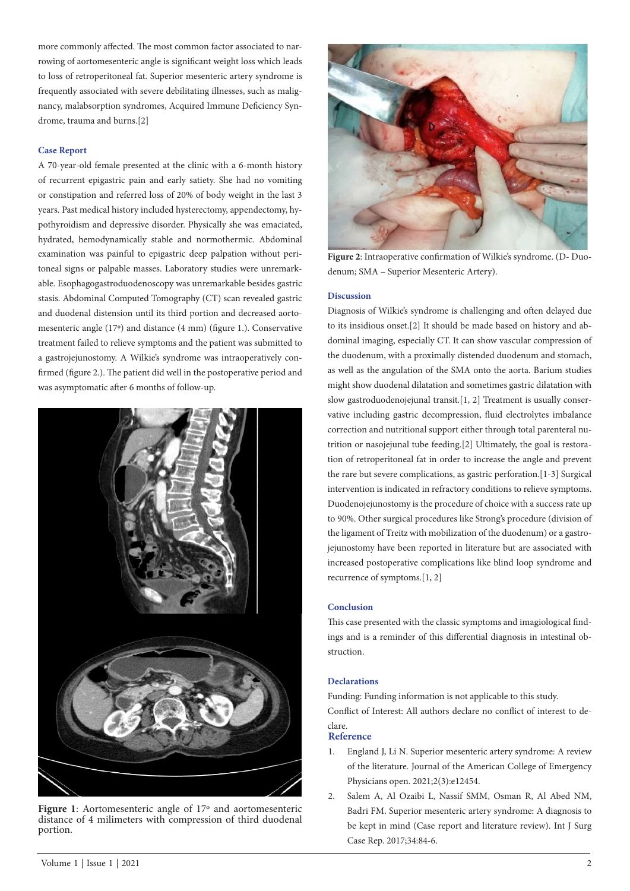more commonly affected. The most common factor associated to narrowing of aortomesenteric angle is significant weight loss which leads to loss of retroperitoneal fat. Superior mesenteric artery syndrome is frequently associated with severe debilitating illnesses, such as malignancy, malabsorption syndromes, Acquired Immune Deficiency Syndrome, trauma and burns.[2]

## Case Report

A 70-year-old female presented at the clinic with a 6-month history of recurrent epigastric pain and early satiety. She had no vomiting or constipation and referred loss of 20% of body weight in the last 3 years. Past medical history included hysterectomy, appendectomy, hypothyroidism and depressive disorder. Physically she was emaciated, hydrated, hemodynamically stable and normothermic. Abdominal examination was painful to epigastric deep palpation without peritoneal signs or palpable masses. Laboratory studies were unremarkable. Esophagogastroduodenoscopy was unremarkable besides gastric stasis. Abdominal Computed Tomography (CT) scan revealed gastric and duodenal distension until its third portion and decreased aortomesenteric angle (17º) and distance (4 mm) (figure 1.). Conservative treatment failed to relieve symptoms and the patient was submitted to a gastrojejunostomy. A Wilkie's syndrome was intraoperatively confirmed (figure 2.). The patient did well in the postoperative period and was asymptomatic after 6 months of follow-up.

**Figure 1**: Aortomesenteric angle of 17º and aortomesenteric distance of 4 milimeters with compression of third duodenal portion.

**Figure 2**: Intraoperative confirmation of Wilkie's syndrome. (D- Duodenum; SMA – Superior Mesenteric Artery).

## Discussion

Diagnosis of Wilkie's syndrome is challenging and often delayed due to its insidious onset.[2] It should be made based on history and abdominal imaging, especially CT. It can show vascular compression of the duodenum, with a proximally distended duodenum and stomach, as well as the angulation of the SMA onto the aorta. Barium studies might show duodenal dilatation and sometimes gastric dilatation with slow gastroduodenojejunal transit.[1, 2] Treatment is usually conservative including gastric decompression, fluid electrolytes imbalance correction and nutritional support either through total parenteral nutrition or nasojejunal tube feeding.[2] Ultimately, the goal is restoration of retroperitoneal fat in order to increase the angle and prevent the rare but severe complications, as gastric perforation.[1-3] Surgical intervention is indicated in refractory conditions to relieve symptoms. Duodenojejunostomy is the procedure of choice with a success rate up to 90%. Other surgical procedures like Strong's procedure (division of the ligament of Treitz with mobilization of the duodenum) or a gastrojejunostomy have been reported in literature but are associated with increased postoperative complications like blind loop syndrome and recurrence of symptoms.[1, 2]

## Conclusion

This case presented with the classic symptoms and imagiological findings and is a reminder of this differential diagnosis in intestinal obstruction.

## Declarations

Funding: Funding information is not applicable to this study.

Conflict of Interest: All authors declare no conflict of interest to declare.

## Reference

1. England J, Li N. Superior mesenteric artery syndrome: A review of the literature. Journal of the American College of Emergency Physicians open. 2021;2(3):e12454.
2. Salem A, Al Ozaibi L, Nassif SMM, Osman R, Al Abed NM, Badri FM. Superior mesenteric artery syndrome: A diagnosis to be kept in mind (Case report and literature review). Int J Surg Case Rep. 2017;34:84-6.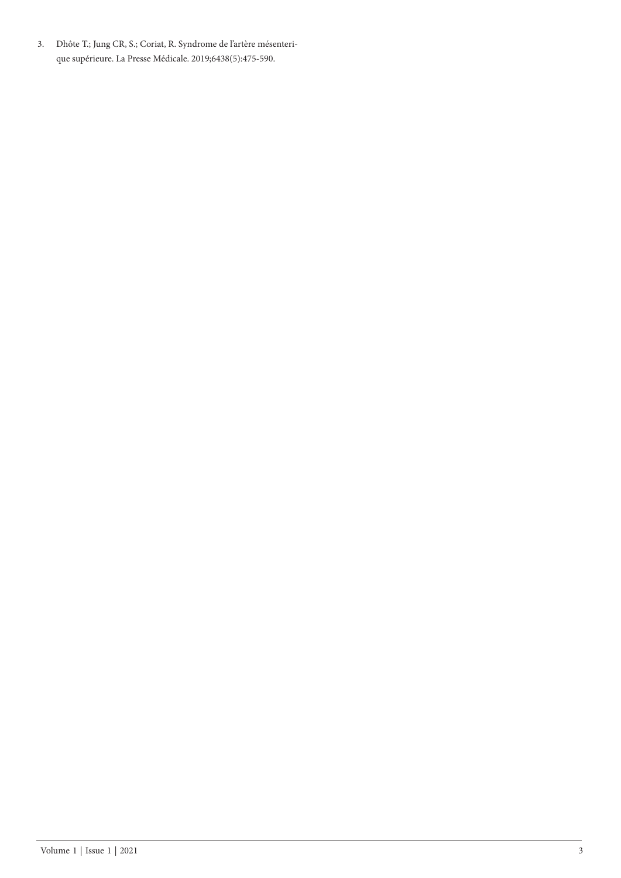3. Dhôte T.; Jung CR, S.; Coriat, R. Syndrome de l'artère mésenterique supérieure. La Presse Médicale. 2019;6438(5):475-590.